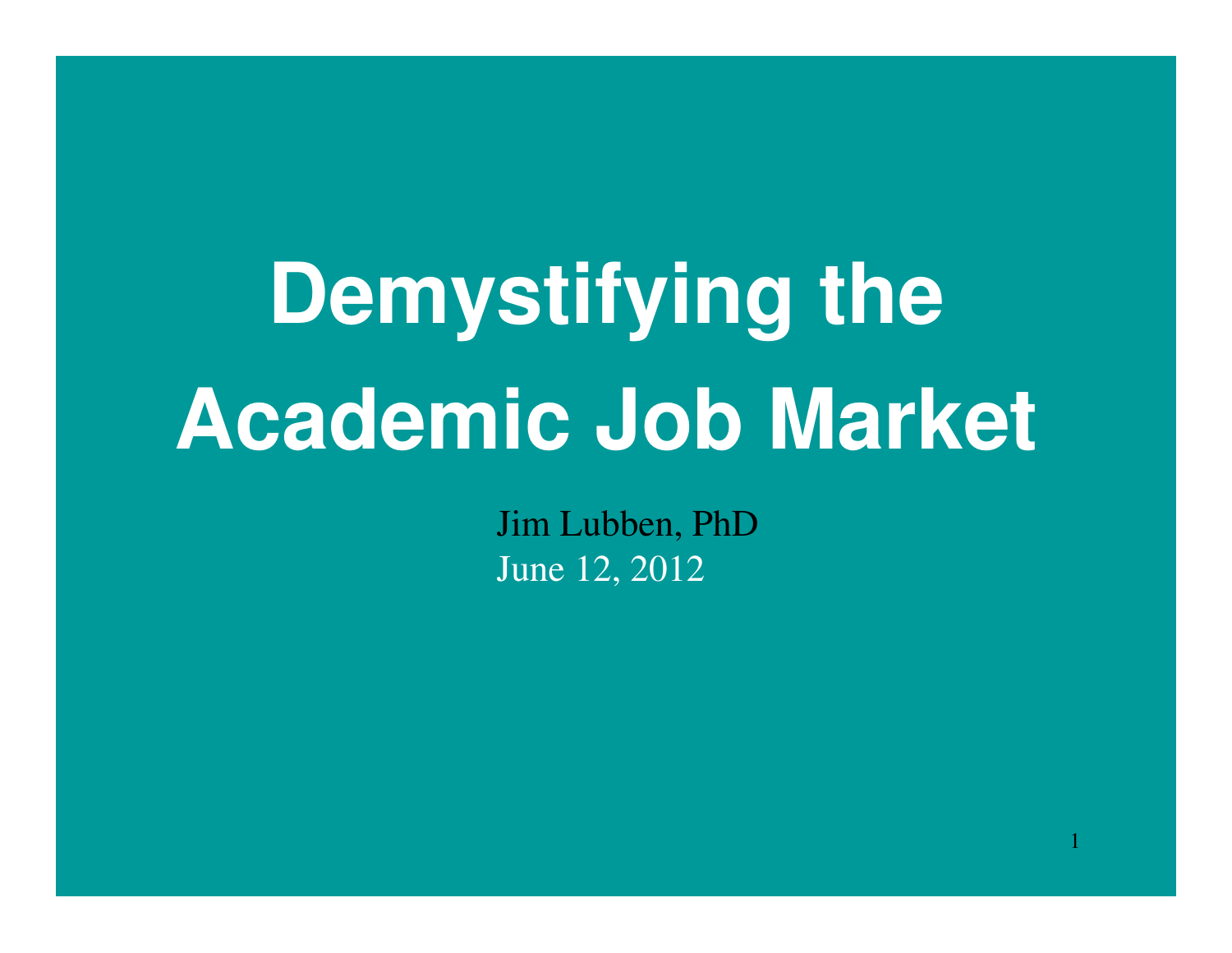# Demystifying the Academic Job Market

Jim Lubben, PhD

June 12, 2012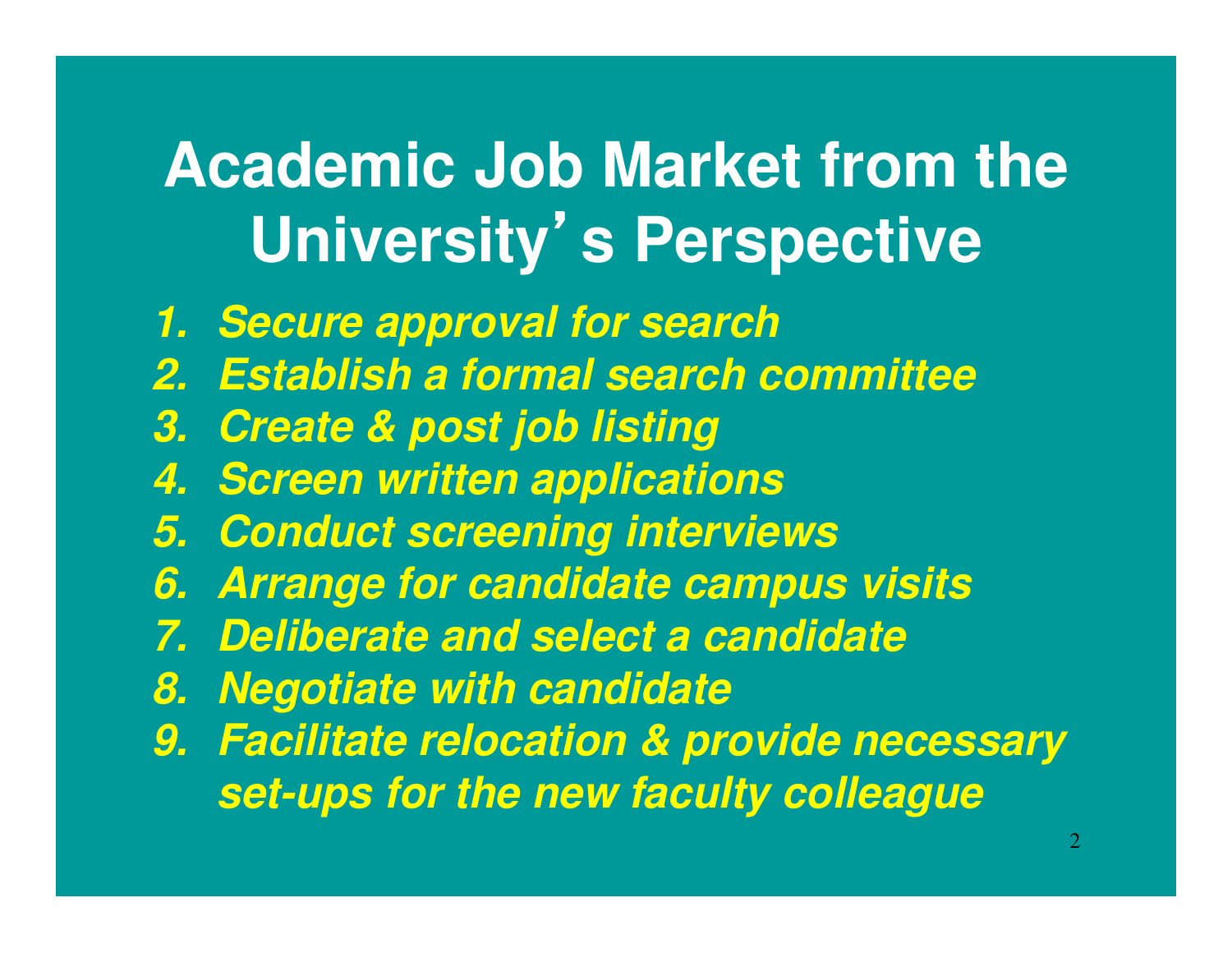# Academic Job Market from the University's Perspective

1. ***Secure approval for search***
2. ***Establish a formal search committee***
3. ***Create & post job listing***
4. ***Screen written applications***
5. ***Conduct screening interviews***
6. ***Arrange for candidate campus visits***
7. ***Deliberate and select a candidate***
8. ***Negotiate with candidate***
9. ***Facilitate relocation & provide necessary set-ups for the new faculty colleague***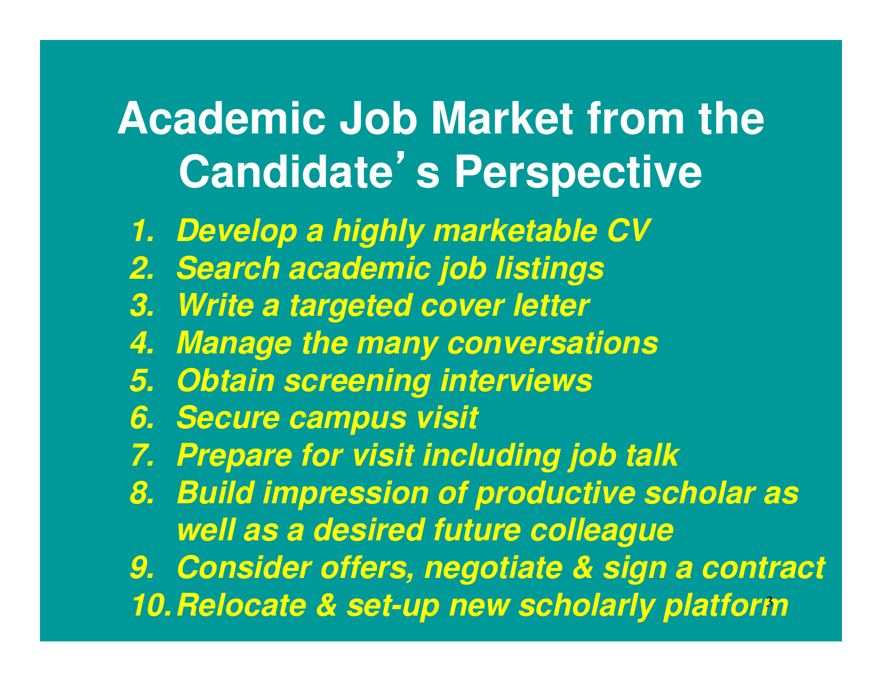# Academic Job Market from the Candidate's Perspective

1. ***Develop a highly marketable CV***
2. ***Search academic job listings***
3. ***Write a targeted cover letter***
4. ***Manage the many conversations***
5. ***Obtain screening interviews***
6. ***Secure campus visit***
7. ***Prepare for visit including job talk***
8. ***Build impression of productive scholar as well as a desired future colleague***
9. ***Consider offers, negotiate & sign a contract***
10. ***Relocate & set-up new scholarly platform***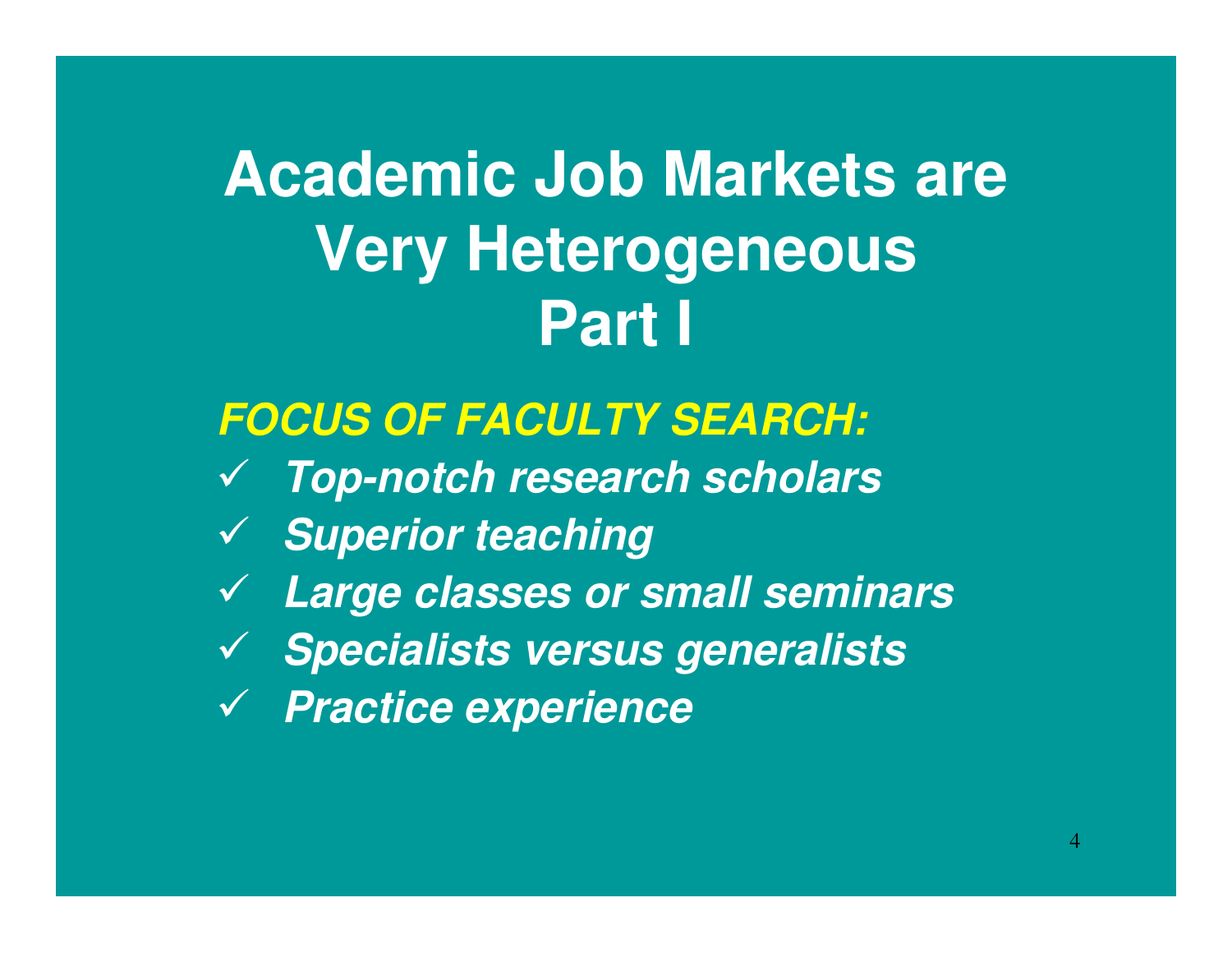# Academic Job Markets are Very Heterogeneous Part I

***FOCUS OF FACULTY SEARCH:***

- ✓ ***Top-notch research scholars***
- ✓ ***Superior teaching***
- ✓ ***Large classes or small seminars***
- ✓ ***Specialists versus generalists***
- ✓ ***Practice experience***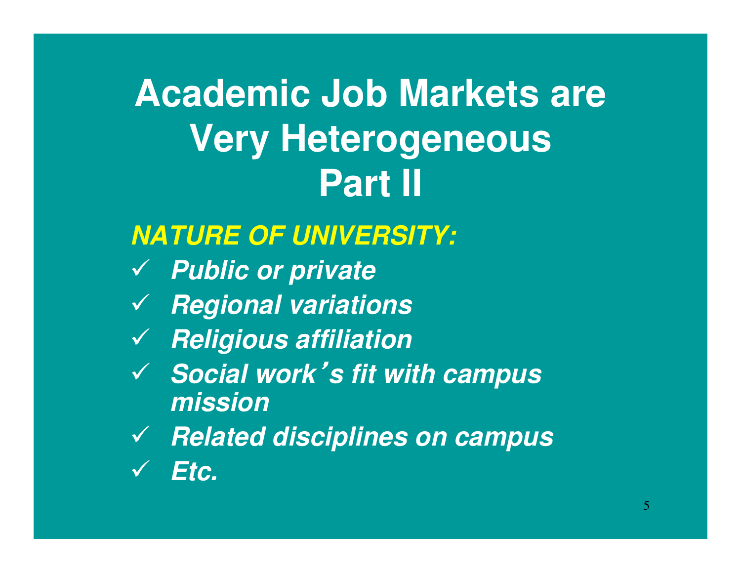# Academic Job Markets are Very Heterogeneous Part II

***NATURE OF UNIVERSITY:***

- ✓ ***Public or private***
- ✓ ***Regional variations***
- ✓ ***Religious affiliation***
- ✓ ***Social work's fit with campus mission***
- ✓ ***Related disciplines on campus***
- ✓ ***Etc.***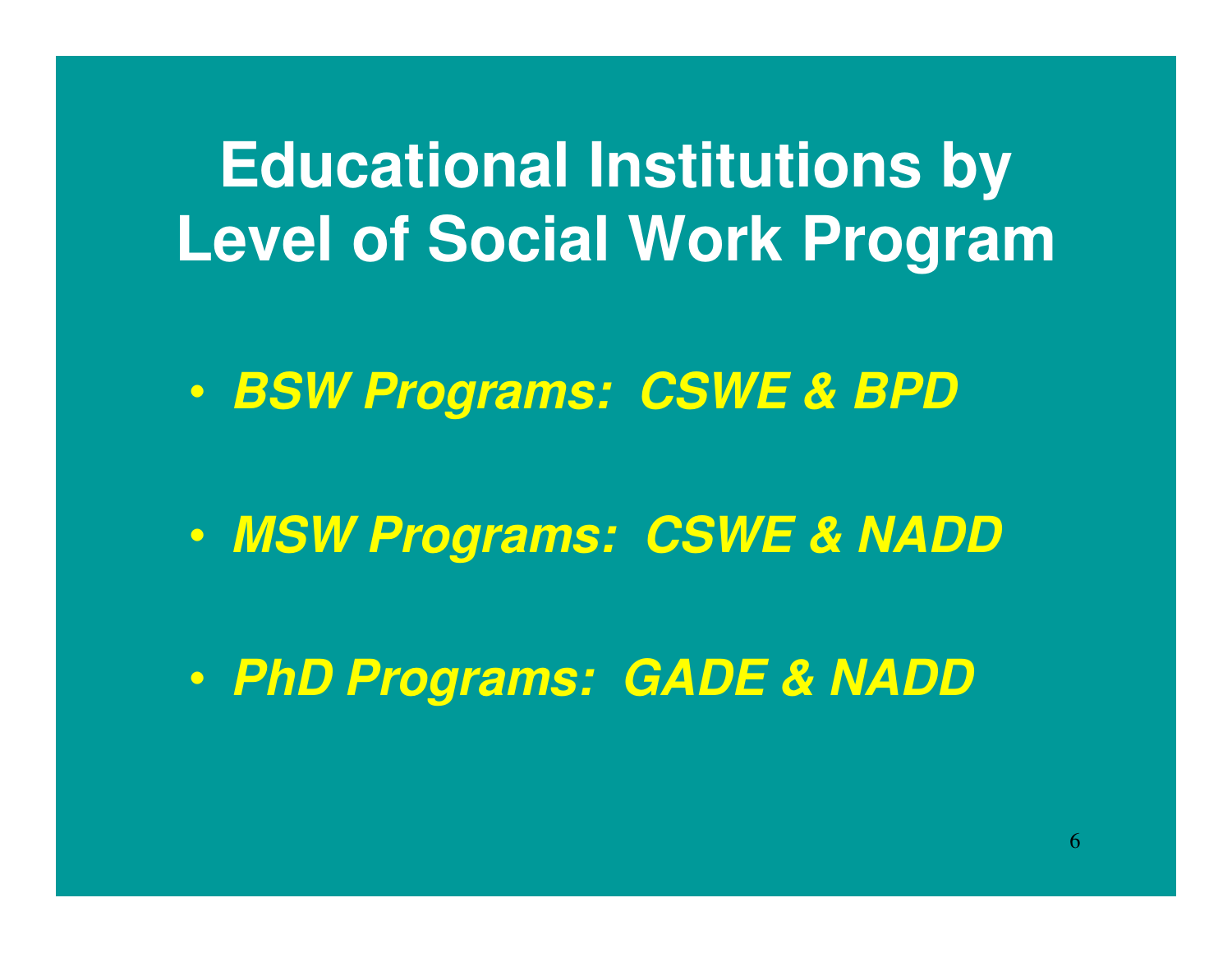# Educational Institutions by Level of Social Work Program

- ***BSW Programs: CSWE & BPD***
- ***MSW Programs: CSWE & NADD***
- ***PhD Programs: GADE & NADD***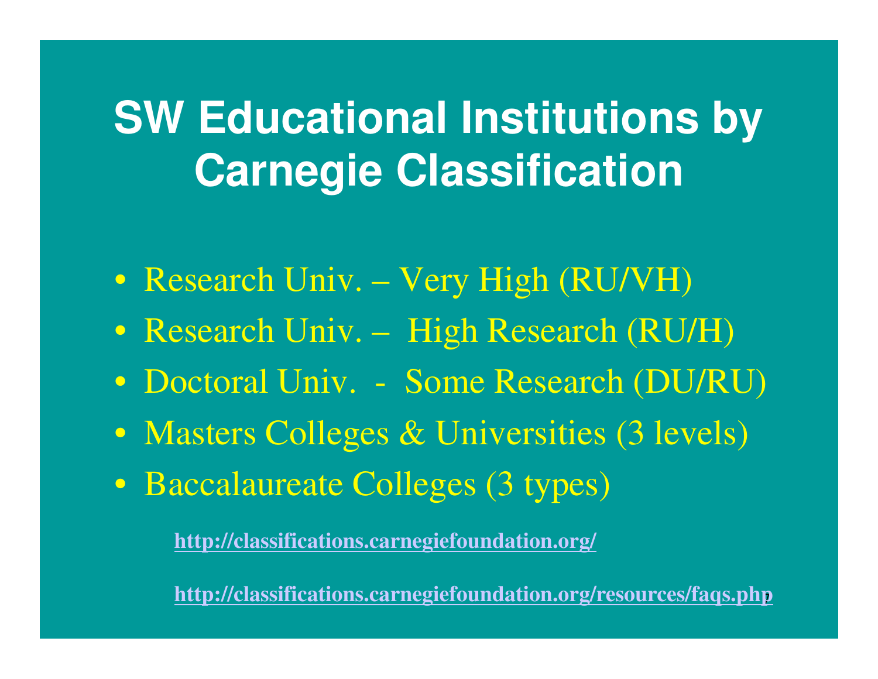# SW Educational Institutions by Carnegie Classification

- Research Univ. – Very High (RU/VH)
- Research Univ. – High Research (RU/H)
- Doctoral Univ. - Some Research (DU/RU)
- Masters Colleges & Universities (3 levels)
- Baccalaureate Colleges (3 types)

**http://classifications.carnegiefoundation.org/**

**http://classifications.carnegiefoundation.org/resources/faqs.php**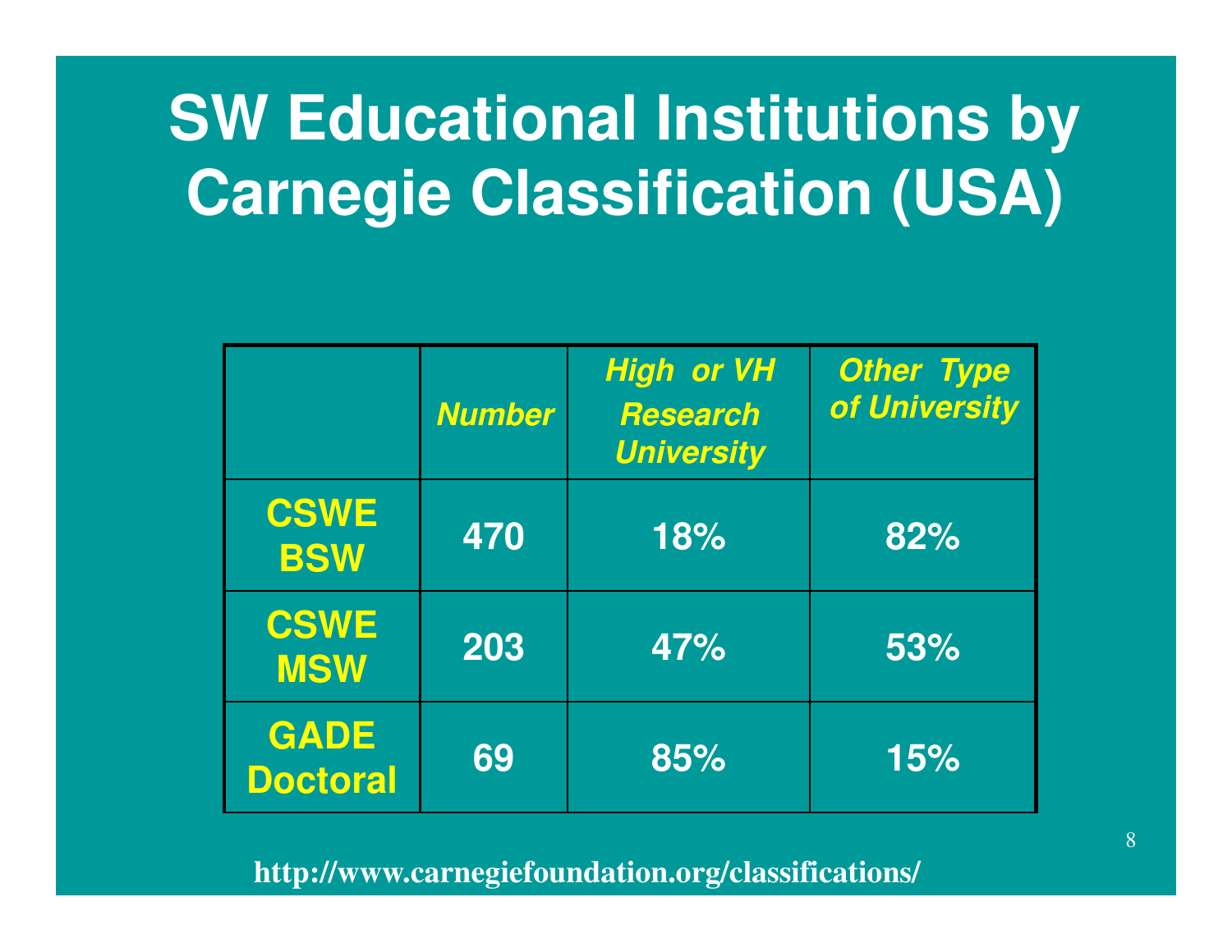# SW Educational Institutions by Carnegie Classification (USA)

| | Number | High or VH Research University | Other Type of University |
|---|---|---|---|
| CSWE BSW | 470 | 18% | 82% |
| CSWE MSW | 203 | 47% | 53% |
| GADE Doctoral | 69 | 85% | 15% |

http://www.carnegiefoundation.org/classifications/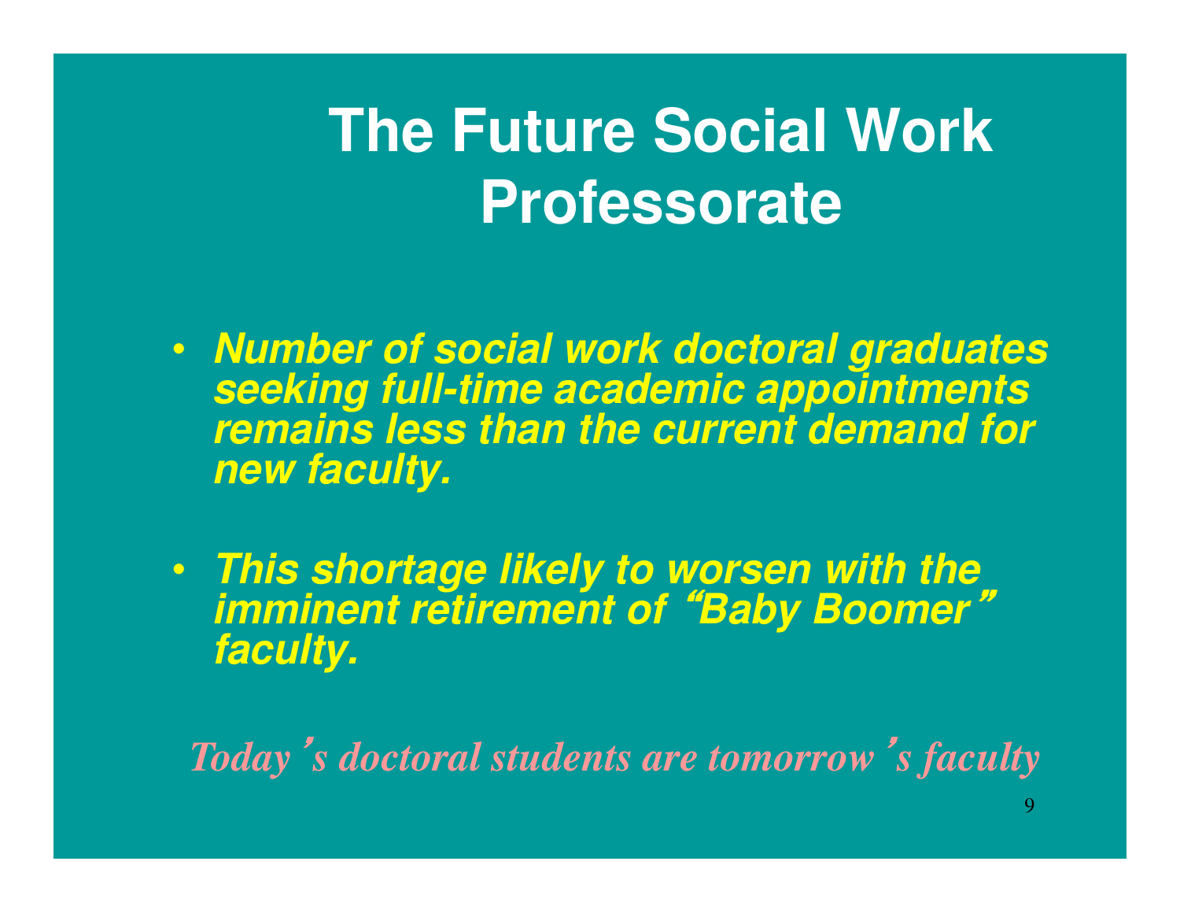# The Future Social Work Professorate

- ***Number of social work doctoral graduates seeking full-time academic appointments remains less than the current demand for new faculty.***
- ***This shortage likely to worsen with the imminent retirement of "Baby Boomer" faculty.***

***Today's doctoral students are tomorrow's faculty***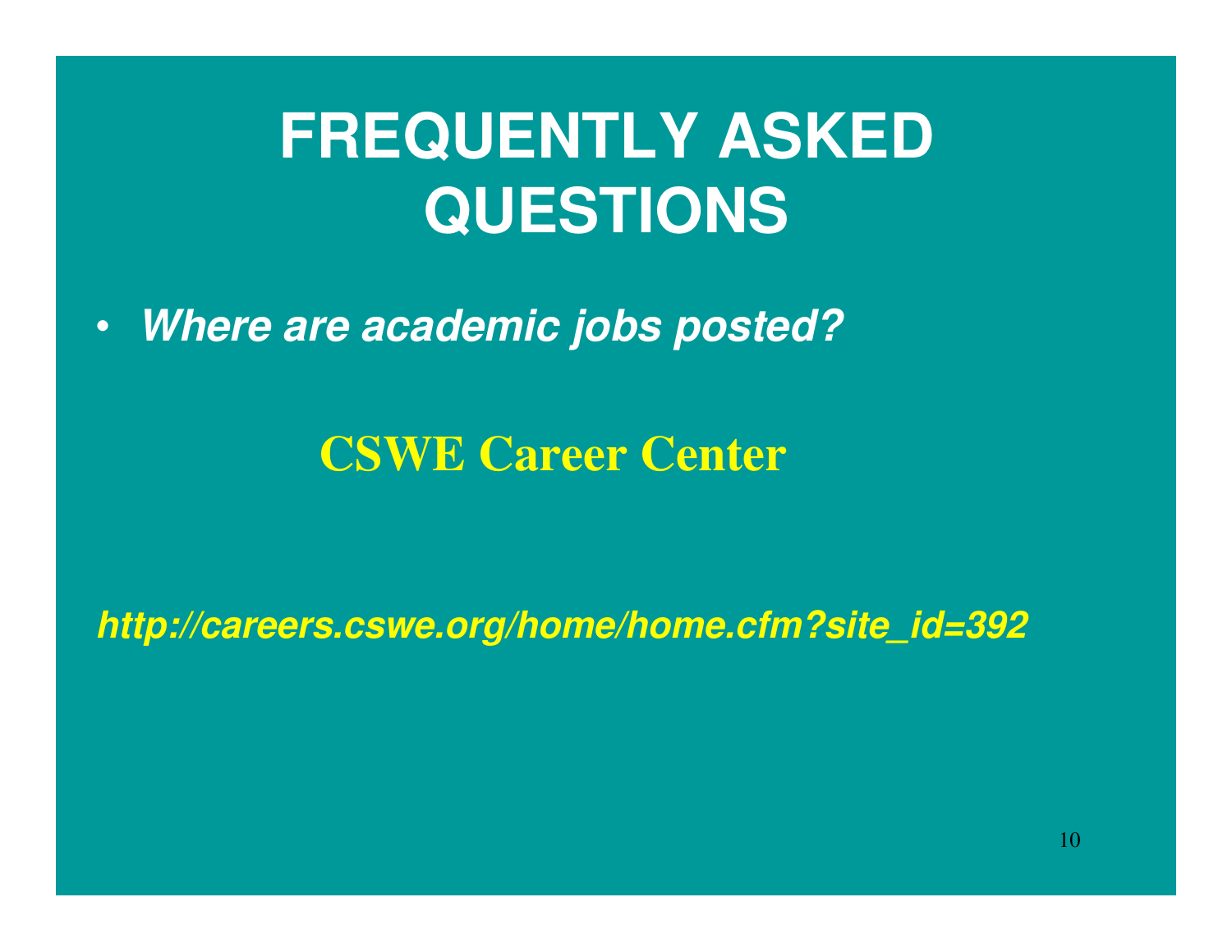# FREQUENTLY ASKED QUESTIONS

- ***Where are academic jobs posted?***

**CSWE Career Center**

***http://careers.cswe.org/home/home.cfm?site_id=392***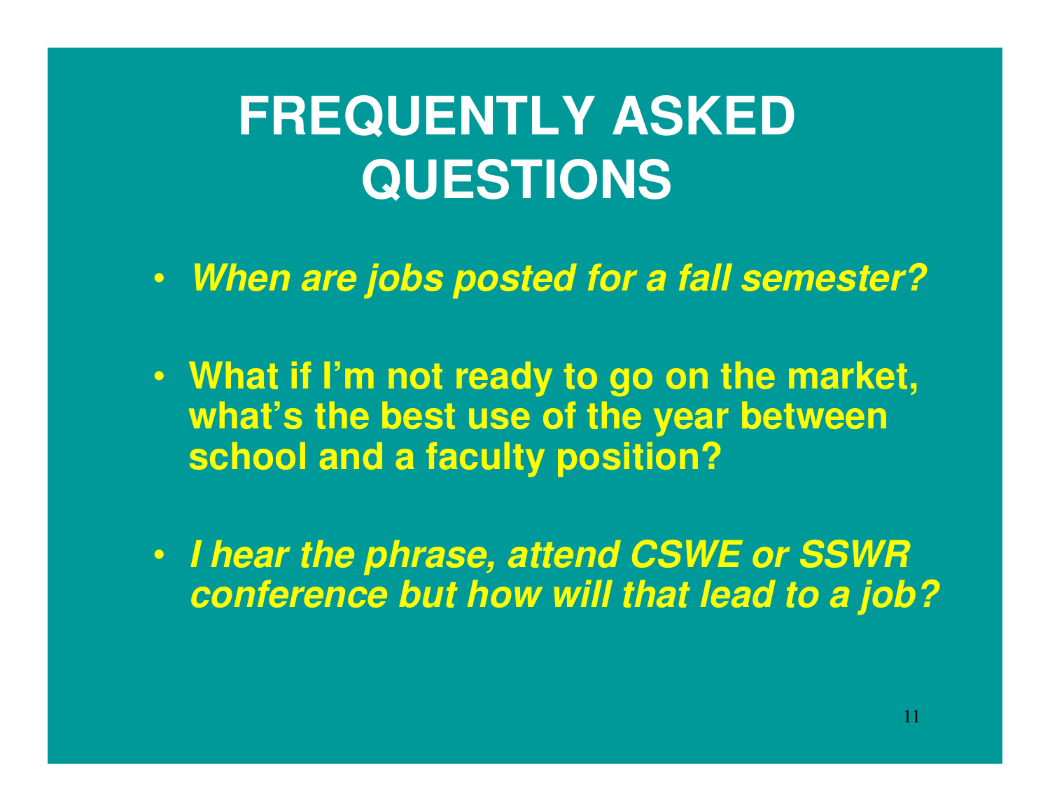# FREQUENTLY ASKED QUESTIONS

- ***When are jobs posted for a fall semester?***
- **What if I'm not ready to go on the market, what's the best use of the year between school and a faculty position?**
- ***I hear the phrase, attend CSWE or SSWR conference but how will that lead to a job?***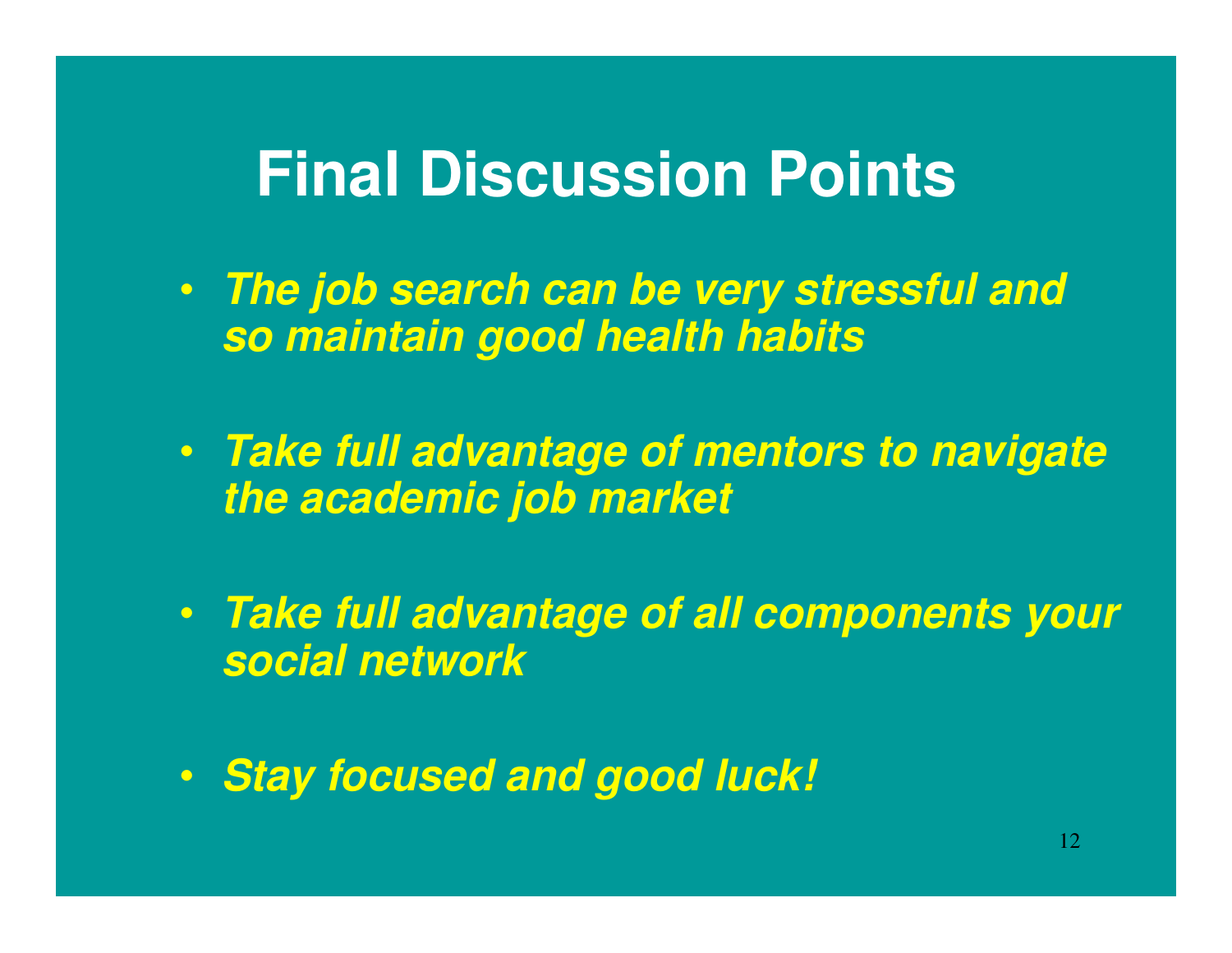# Final Discussion Points

- ***The job search can be very stressful and so maintain good health habits***

- ***Take full advantage of mentors to navigate the academic job market***

- ***Take full advantage of all components your social network***

- ***Stay focused and good luck!***